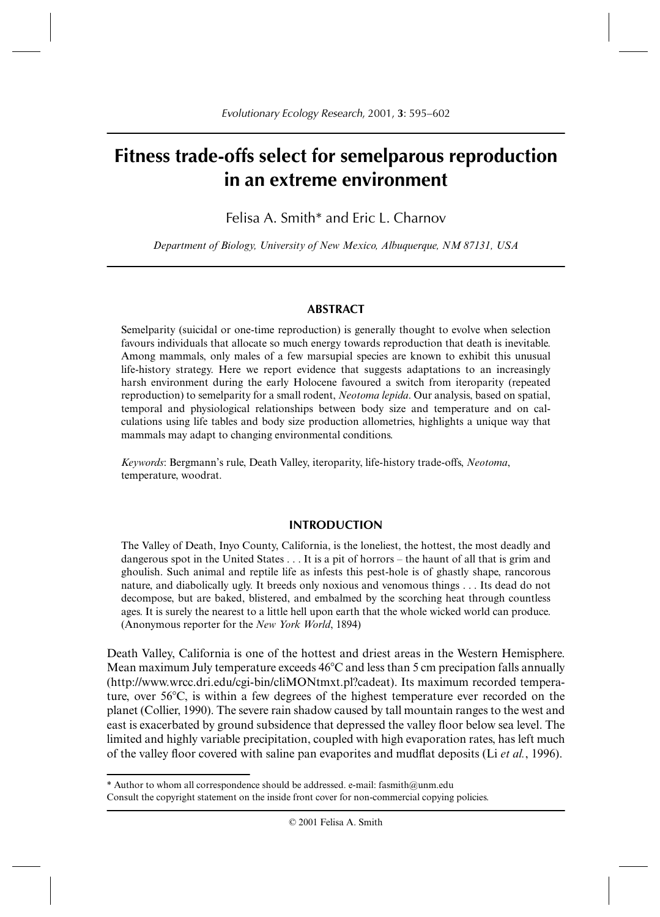# Fitness trade-offs select for semelparous reproduction in an extreme environment

Felisa A. Smith* and Eric L. Charnov

*Department of Biology, University of New Mexico, Albuquerque, NM 87131, USA*

## ABSTRACT

Semelparity (suicidal or one-time reproduction) is generally thought to evolve when selection favours individuals that allocate so much energy towards reproduction that death is inevitable. Among mammals, only males of a few marsupial species are known to exhibit this unusual life-history strategy. Here we report evidence that suggests adaptations to an increasingly harsh environment during the early Holocene favoured a switch from iteroparity (repeated reproduction) to semelparity for a small rodent, *Neotoma lepida*. Our analysis, based on spatial, temporal and physiological relationships between body size and temperature and on calculations using life tables and body size production allometries, highlights a unique way that mammals may adapt to changing environmental conditions.

*Keywords*: Bergmann's rule, Death Valley, iteroparity, life-history trade-offs, *Neotoma*, temperature, woodrat.

## INTRODUCTION

The Valley of Death, Inyo County, California, is the loneliest, the hottest, the most deadly and dangerous spot in the United States . . . It is a pit of horrors – the haunt of all that is grim and ghoulish. Such animal and reptile life as infests this pest-hole is of ghastly shape, rancorous nature, and diabolically ugly. It breeds only noxious and venomous things . . . Its dead do not decompose, but are baked, blistered, and embalmed by the scorching heat through countless ages. It is surely the nearest to a little hell upon earth that the whole wicked world can produce. (Anonymous reporter for the *New York World*, 1894)

Death Valley, California is one of the hottest and driest areas in the Western Hemisphere. Mean maximum July temperature exceeds 46°C and less than 5 cm precipation falls annually (http://www.wrcc.dri.edu/cgi-bin/cliMONtmxt.pl?cadeat). Its maximum recorded temperature, over 56°C, is within a few degrees of the highest temperature ever recorded on the planet (Collier, 1990). The severe rain shadow caused by tall mountain ranges to the west and east is exacerbated by ground subsidence that depressed the valley floor below sea level. The limited and highly variable precipitation, coupled with high evaporation rates, has left much of the valley floor covered with saline pan evaporites and mudflat deposits (Li *et al.*, 1996).

---

* Author to whom all correspondence should be addressed. e-mail: fasmith@unm.edu
Consult the copyright statement on the inside front cover for non-commercial copying policies.

© 2001 Felisa A. Smith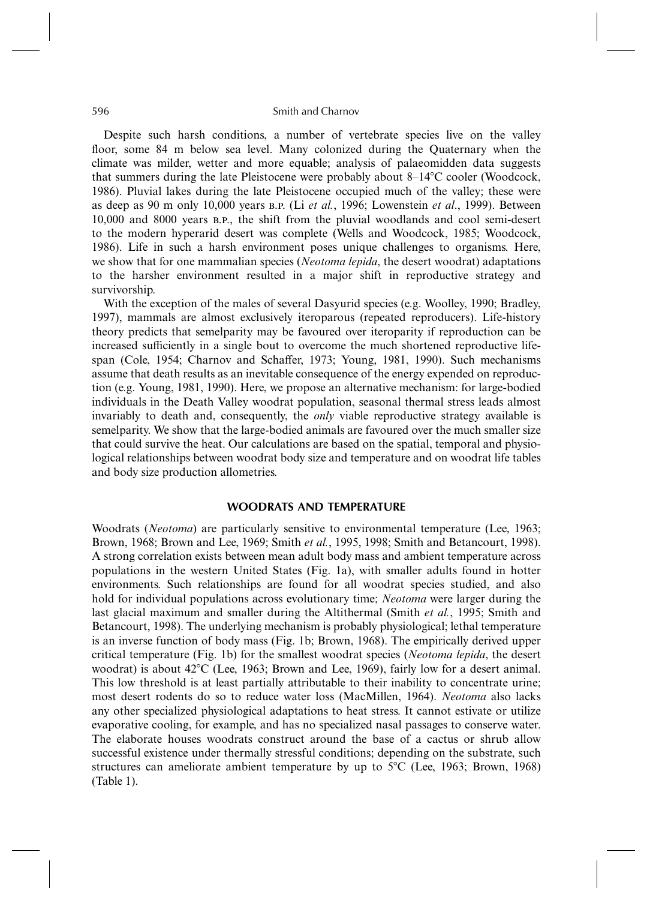Despite such harsh conditions, a number of vertebrate species live on the valley floor, some 84 m below sea level. Many colonized during the Quaternary when the climate was milder, wetter and more equable; analysis of palaeomidden data suggests that summers during the late Pleistocene were probably about 8–14°C cooler (Woodcock, 1986). Pluvial lakes during the late Pleistocene occupied much of the valley; these were as deep as 90 m only 10,000 years B.P. (Li *et al.*, 1996; Lowenstein *et al*., 1999). Between 10,000 and 8000 years B.P., the shift from the pluvial woodlands and cool semi-desert to the modern hyperarid desert was complete (Wells and Woodcock, 1985; Woodcock, 1986). Life in such a harsh environment poses unique challenges to organisms. Here, we show that for one mammalian species (*Neotoma lepida*, the desert woodrat) adaptations to the harsher environment resulted in a major shift in reproductive strategy and survivorship.

With the exception of the males of several Dasyurid species (e.g. Woolley, 1990; Bradley, 1997), mammals are almost exclusively iteroparous (repeated reproducers). Life-history theory predicts that semelparity may be favoured over iteroparity if reproduction can be increased sufficiently in a single bout to overcome the much shortened reproductive lifespan (Cole, 1954; Charnov and Schaffer, 1973; Young, 1981, 1990). Such mechanisms assume that death results as an inevitable consequence of the energy expended on reproduction (e.g. Young, 1981, 1990). Here, we propose an alternative mechanism: for large-bodied individuals in the Death Valley woodrat population, seasonal thermal stress leads almost invariably to death and, consequently, the *only* viable reproductive strategy available is semelparity. We show that the large-bodied animals are favoured over the much smaller size that could survive the heat. Our calculations are based on the spatial, temporal and physiological relationships between woodrat body size and temperature and on woodrat life tables and body size production allometries.

## WOODRATS AND TEMPERATURE

Woodrats (*Neotoma*) are particularly sensitive to environmental temperature (Lee, 1963; Brown, 1968; Brown and Lee, 1969; Smith *et al.*, 1995, 1998; Smith and Betancourt, 1998). A strong correlation exists between mean adult body mass and ambient temperature across populations in the western United States (Fig. 1a), with smaller adults found in hotter environments. Such relationships are found for all woodrat species studied, and also hold for individual populations across evolutionary time; *Neotoma* were larger during the last glacial maximum and smaller during the Altithermal (Smith *et al.*, 1995; Smith and Betancourt, 1998). The underlying mechanism is probably physiological; lethal temperature is an inverse function of body mass (Fig. 1b; Brown, 1968). The empirically derived upper critical temperature (Fig. 1b) for the smallest woodrat species (*Neotoma lepida*, the desert woodrat) is about 42°C (Lee, 1963; Brown and Lee, 1969), fairly low for a desert animal. This low threshold is at least partially attributable to their inability to concentrate urine; most desert rodents do so to reduce water loss (MacMillen, 1964). *Neotoma* also lacks any other specialized physiological adaptations to heat stress. It cannot estivate or utilize evaporative cooling, for example, and has no specialized nasal passages to conserve water. The elaborate houses woodrats construct around the base of a cactus or shrub allow successful existence under thermally stressful conditions; depending on the substrate, such structures can ameliorate ambient temperature by up to 5°C (Lee, 1963; Brown, 1968) (Table 1).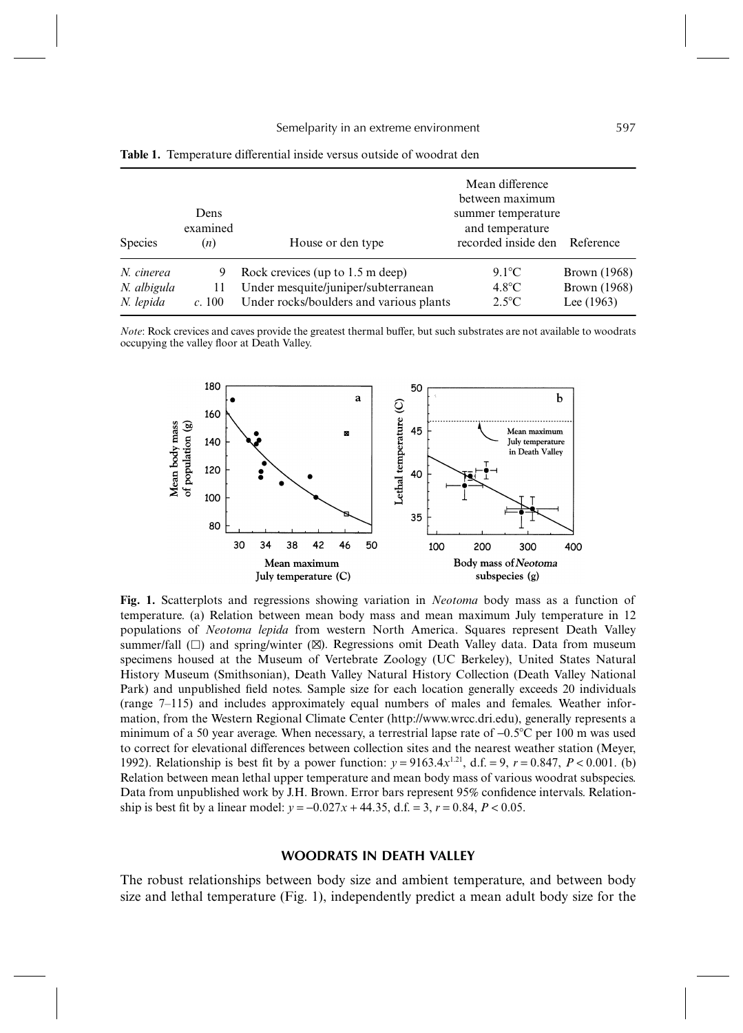**Table 1.** Temperature differential inside versus outside of woodrat den

| Species | Dens examined ($n$) | House or den type | Mean difference between maximum summer temperature and temperature recorded inside den | Reference |
|---|---|---|---|---|
| *N. cinerea* | 9 | Rock crevices (up to 1.5 m deep) | 9.1°C | Brown (1968) |
| *N. albigula* | 11 | Under mesquite/juniper/subterranean | 4.8°C | Brown (1968) |
| *N. lepida* | *c.* 100 | Under rocks/boulders and various plants | 2.5°C | Lee (1963) |

*Note*: Rock crevices and caves provide the greatest thermal buffer, but such substrates are not available to woodrats occupying the valley floor at Death Valley.

**Fig. 1.** Scatterplots and regressions showing variation in *Neotoma* body mass as a function of temperature. (a) Relation between mean body mass and mean maximum July temperature in 12 populations of *Neotoma lepida* from western North America. Squares represent Death Valley summer/fall (□) and spring/winter (⊠). Regressions omit Death Valley data. Data from museum specimens housed at the Museum of Vertebrate Zoology (UC Berkeley), United States Natural History Museum (Smithsonian), Death Valley Natural History Collection (Death Valley National Park) and unpublished field notes. Sample size for each location generally exceeds 20 individuals (range 7–115) and includes approximately equal numbers of males and females. Weather information, from the Western Regional Climate Center (http://www.wrcc.dri.edu), generally represents a minimum of a 50 year average. When necessary, a terrestrial lapse rate of –0.5°C per 100 m was used to correct for elevational differences between collection sites and the nearest weather station (Meyer, 1992). Relationship is best fit by a power function: $y = 9163.4x^{1.21}$, d.f. = 9, $r = 0.847$, $P < 0.001$. (b) Relation between mean lethal upper temperature and mean body mass of various woodrat subspecies. Data from unpublished work by J.H. Brown. Error bars represent 95% confidence intervals. Relationship is best fit by a linear model: $y = -0.027x + 44.35$, d.f. = 3, $r = 0.84$, $P < 0.05$.

## WOODRATS IN DEATH VALLEY

The robust relationships between body size and ambient temperature, and between body size and lethal temperature (Fig. 1), independently predict a mean adult body size for the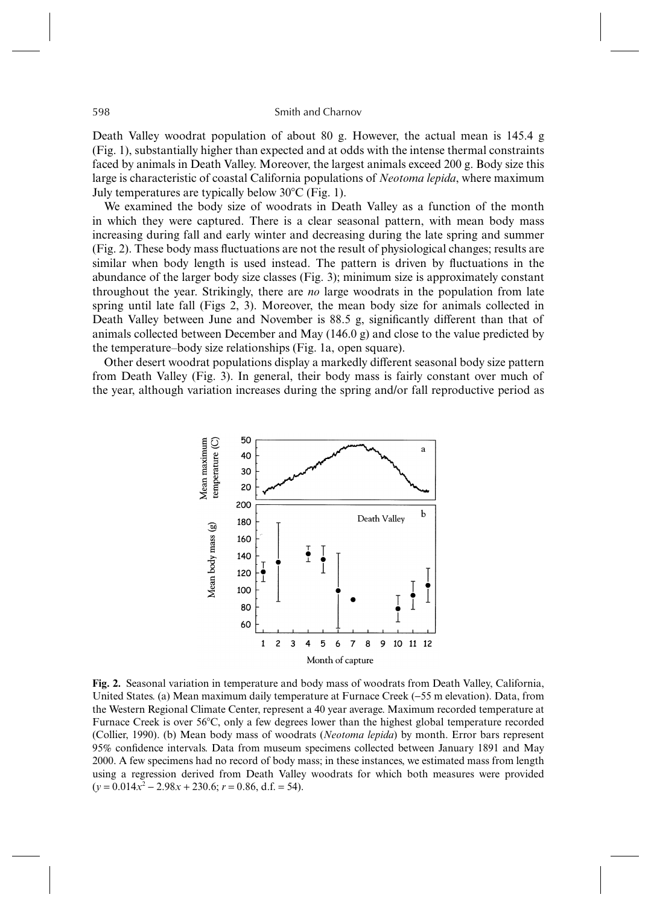Death Valley woodrat population of about 80 g. However, the actual mean is 145.4 g (Fig. 1), substantially higher than expected and at odds with the intense thermal constraints faced by animals in Death Valley. Moreover, the largest animals exceed 200 g. Body size this large is characteristic of coastal California populations of *Neotoma lepida*, where maximum July temperatures are typically below 30°C (Fig. 1).

We examined the body size of woodrats in Death Valley as a function of the month in which they were captured. There is a clear seasonal pattern, with mean body mass increasing during fall and early winter and decreasing during the late spring and summer (Fig. 2). These body mass fluctuations are not the result of physiological changes; results are similar when body length is used instead. The pattern is driven by fluctuations in the abundance of the larger body size classes (Fig. 3); minimum size is approximately constant throughout the year. Strikingly, there are *no* large woodrats in the population from late spring until late fall (Figs 2, 3). Moreover, the mean body size for animals collected in Death Valley between June and November is 88.5 g, significantly different than that of animals collected between December and May (146.0 g) and close to the value predicted by the temperature–body size relationships (Fig. 1a, open square).

Other desert woodrat populations display a markedly different seasonal body size pattern from Death Valley (Fig. 3). In general, their body mass is fairly constant over much of the year, although variation increases during the spring and/or fall reproductive period as

**Fig. 2.** Seasonal variation in temperature and body mass of woodrats from Death Valley, California, United States. (a) Mean maximum daily temperature at Furnace Creek (−55 m elevation). Data, from the Western Regional Climate Center, represent a 40 year average. Maximum recorded temperature at Furnace Creek is over 56°C, only a few degrees lower than the highest global temperature recorded (Collier, 1990). (b) Mean body mass of woodrats (*Neotoma lepida*) by month. Error bars represent 95% confidence intervals. Data from museum specimens collected between January 1891 and May 2000. A few specimens had no record of body mass; in these instances, we estimated mass from length using a regression derived from Death Valley woodrats for which both measures were provided ($y = 0.014x^2 - 2.98x + 230.6$; $r = 0.86$, d.f. = 54).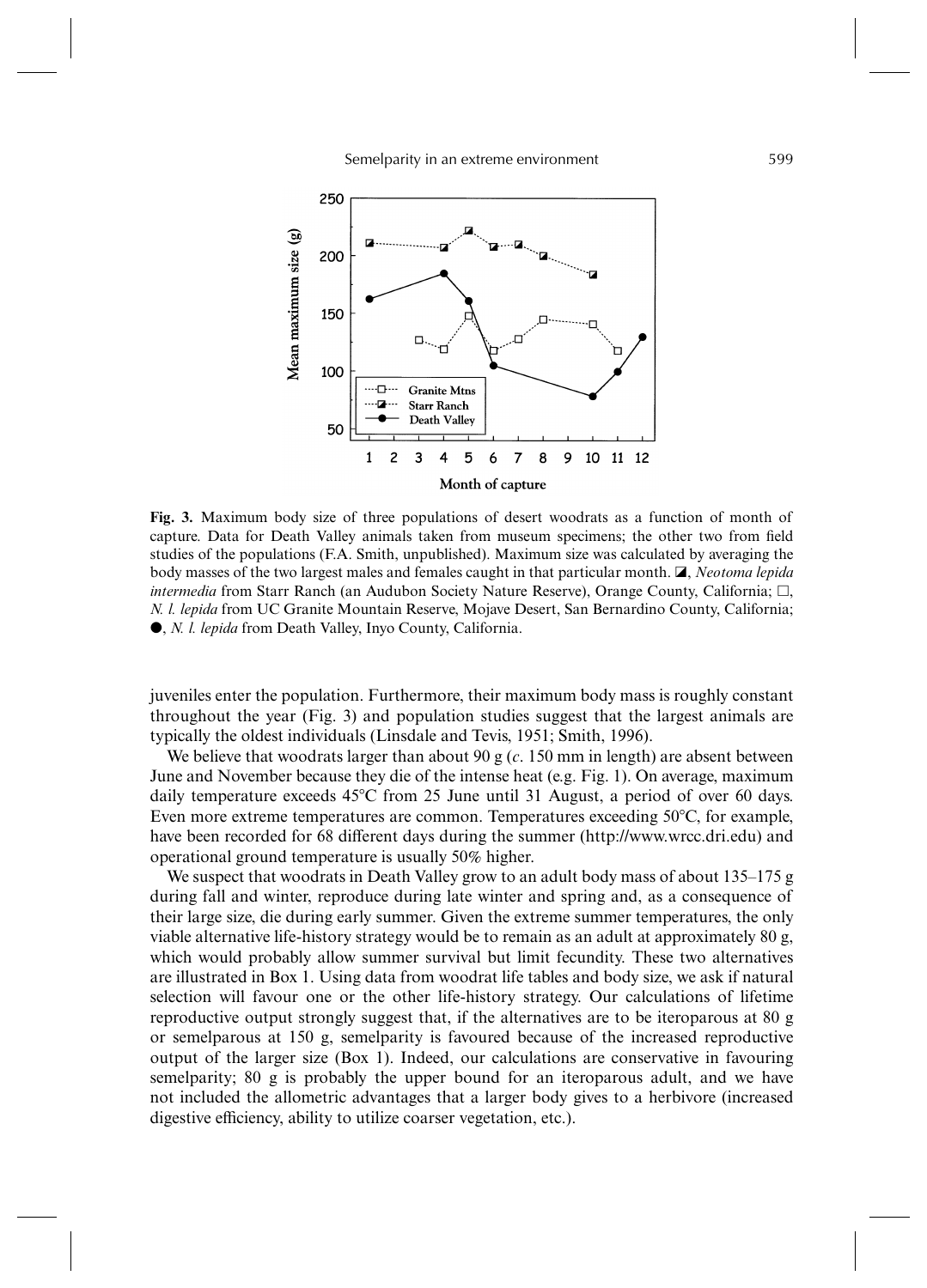**Fig. 3.** Maximum body size of three populations of desert woodrats as a function of month of capture. Data for Death Valley animals taken from museum specimens; the other two from field studies of the populations (F.A. Smith, unpublished). Maximum size was calculated by averaging the body masses of the two largest males and females caught in that particular month. ◪, *Neotoma lepida intermedia* from Starr Ranch (an Audubon Society Nature Reserve), Orange County, California; □, *N. l. lepida* from UC Granite Mountain Reserve, Mojave Desert, San Bernardino County, California; ●, *N. l. lepida* from Death Valley, Inyo County, California.

juveniles enter the population. Furthermore, their maximum body mass is roughly constant throughout the year (Fig. 3) and population studies suggest that the largest animals are typically the oldest individuals (Linsdale and Tevis, 1951; Smith, 1996).

We believe that woodrats larger than about 90 g (*c*. 150 mm in length) are absent between June and November because they die of the intense heat (e.g. Fig. 1). On average, maximum daily temperature exceeds 45°C from 25 June until 31 August, a period of over 60 days. Even more extreme temperatures are common. Temperatures exceeding 50°C, for example, have been recorded for 68 different days during the summer (http://www.wrcc.dri.edu) and operational ground temperature is usually 50% higher.

We suspect that woodrats in Death Valley grow to an adult body mass of about 135–175 g during fall and winter, reproduce during late winter and spring and, as a consequence of their large size, die during early summer. Given the extreme summer temperatures, the only viable alternative life-history strategy would be to remain as an adult at approximately 80 g, which would probably allow summer survival but limit fecundity. These two alternatives are illustrated in Box 1. Using data from woodrat life tables and body size, we ask if natural selection will favour one or the other life-history strategy. Our calculations of lifetime reproductive output strongly suggest that, if the alternatives are to be iteroparous at 80 g or semelparous at 150 g, semelparity is favoured because of the increased reproductive output of the larger size (Box 1). Indeed, our calculations are conservative in favouring semelparity; 80 g is probably the upper bound for an iteroparous adult, and we have not included the allometric advantages that a larger body gives to a herbivore (increased digestive efficiency, ability to utilize coarser vegetation, etc.).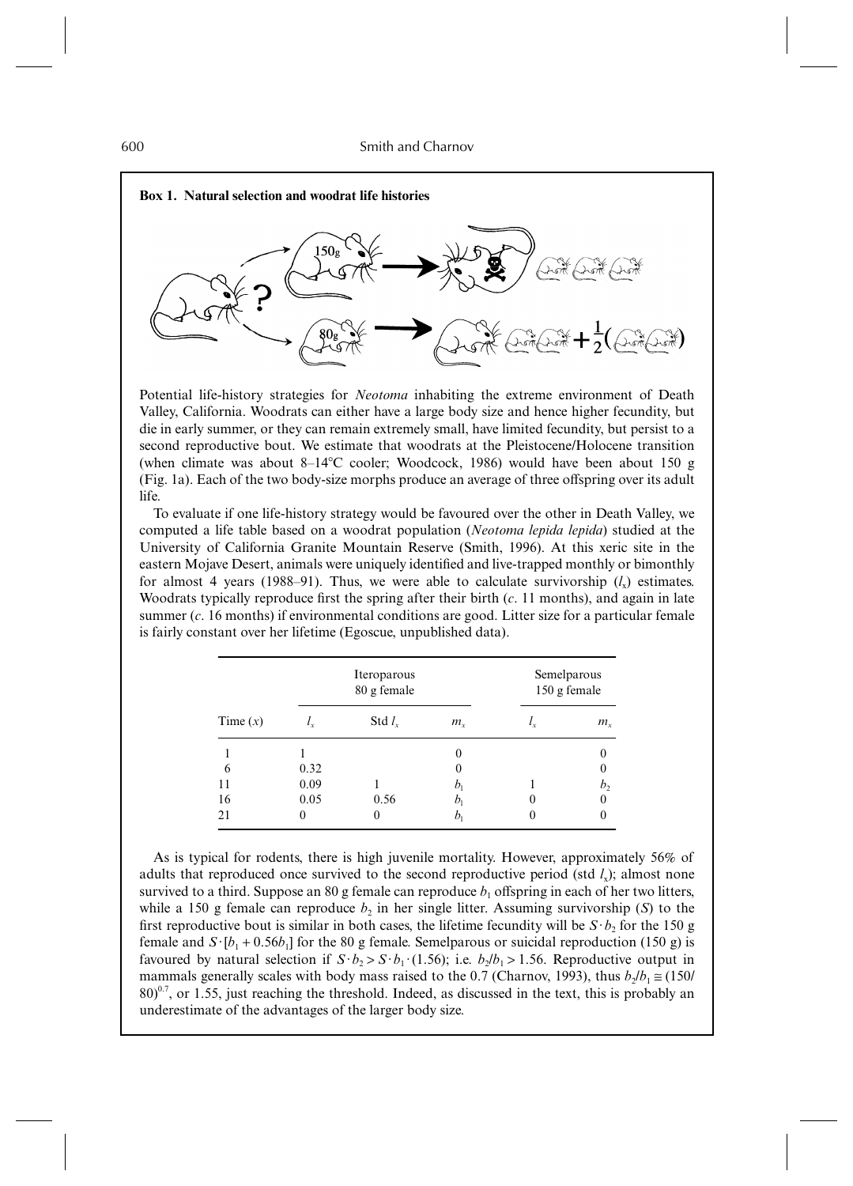**Box 1. Natural selection and woodrat life histories**

Potential life-history strategies for *Neotoma* inhabiting the extreme environment of Death Valley, California. Woodrats can either have a large body size and hence higher fecundity, but die in early summer, or they can remain extremely small, have limited fecundity, but persist to a second reproductive bout. We estimate that woodrats at the Pleistocene/Holocene transition (when climate was about 8–14°C cooler; Woodcock, 1986) would have been about 150 g (Fig. 1a). Each of the two body-size morphs produce an average of three offspring over its adult life.

To evaluate if one life-history strategy would be favoured over the other in Death Valley, we computed a life table based on a woodrat population (*Neotoma lepida lepida*) studied at the University of California Granite Mountain Reserve (Smith, 1996). At this xeric site in the eastern Mojave Desert, animals were uniquely identified and live-trapped monthly or bimonthly for almost 4 years (1988–91). Thus, we were able to calculate survivorship ($l_x$) estimates. Woodrats typically reproduce first the spring after their birth (*c*. 11 months), and again in late summer (*c*. 16 months) if environmental conditions are good. Litter size for a particular female is fairly constant over her lifetime (Egoscue, unpublished data).

| | Iteroparous 80 g female | | | Semelparous 150 g female | |
|---|---|---|---|---|---|
| Time ($x$) | $l_x$ | Std $l_x$ | $m_x$ | $l_x$ | $m_x$ |
| 1 | 1 | | 0 | | 0 |
| 6 | 0.32 | | 0 | | 0 |
| 11 | 0.09 | 1 | $b_1$ | 1 | $b_2$ |
| 16 | 0.05 | 0.56 | $b_1$ | 0 | 0 |
| 21 | 0 | 0 | $b_1$ | 0 | 0 |

As is typical for rodents, there is high juvenile mortality. However, approximately 56% of adults that reproduced once survived to the second reproductive period (std $l_x$); almost none survived to a third. Suppose an 80 g female can reproduce $b_1$ offspring in each of her two litters, while a 150 g female can reproduce $b_2$ in her single litter. Assuming survivorship ($S$) to the first reproductive bout is similar in both cases, the lifetime fecundity will be $S \cdot b_2$ for the 150 g female and $S \cdot [b_1 + 0.56b_1]$ for the 80 g female. Semelparous or suicidal reproduction (150 g) is favoured by natural selection if $S \cdot b_2 > S \cdot b_1 \cdot (1.56)$; i.e. $b_2/b_1 > 1.56$. Reproductive output in mammals generally scales with body mass raised to the 0.7 (Charnov, 1993), thus $b_2/b_1 \cong (150/80)^{0.7}$, or 1.55, just reaching the threshold. Indeed, as discussed in the text, this is probably an underestimate of the advantages of the larger body size.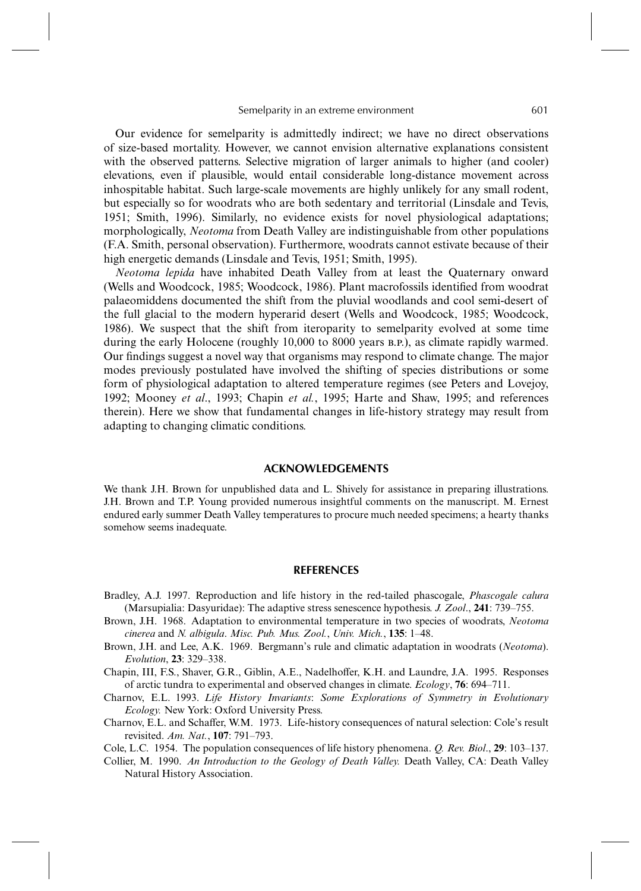Our evidence for semelparity is admittedly indirect; we have no direct observations of size-based mortality. However, we cannot envision alternative explanations consistent with the observed patterns. Selective migration of larger animals to higher (and cooler) elevations, even if plausible, would entail considerable long-distance movement across inhospitable habitat. Such large-scale movements are highly unlikely for any small rodent, but especially so for woodrats who are both sedentary and territorial (Linsdale and Tevis, 1951; Smith, 1996). Similarly, no evidence exists for novel physiological adaptations; morphologically, *Neotoma* from Death Valley are indistinguishable from other populations (F.A. Smith, personal observation). Furthermore, woodrats cannot estivate because of their high energetic demands (Linsdale and Tevis, 1951; Smith, 1995).

*Neotoma lepida* have inhabited Death Valley from at least the Quaternary onward (Wells and Woodcock, 1985; Woodcock, 1986). Plant macrofossils identified from woodrat palaeomiddens documented the shift from the pluvial woodlands and cool semi-desert of the full glacial to the modern hyperarid desert (Wells and Woodcock, 1985; Woodcock, 1986). We suspect that the shift from iteroparity to semelparity evolved at some time during the early Holocene (roughly 10,000 to 8000 years B.P.), as climate rapidly warmed. Our findings suggest a novel way that organisms may respond to climate change. The major modes previously postulated have involved the shifting of species distributions or some form of physiological adaptation to altered temperature regimes (see Peters and Lovejoy, 1992; Mooney *et al*., 1993; Chapin *et al.*, 1995; Harte and Shaw, 1995; and references therein). Here we show that fundamental changes in life-history strategy may result from adapting to changing climatic conditions.

## ACKNOWLEDGEMENTS

We thank J.H. Brown for unpublished data and L. Shively for assistance in preparing illustrations. J.H. Brown and T.P. Young provided numerous insightful comments on the manuscript. M. Ernest endured early summer Death Valley temperatures to procure much needed specimens; a hearty thanks somehow seems inadequate.

## REFERENCES

Bradley, A.J. 1997. Reproduction and life history in the red-tailed phascogale, *Phascogale calura* (Marsupialia: Dasyuridae): The adaptive stress senescence hypothesis. *J. Zool*., **241**: 739–755.

Brown, J.H. 1968. Adaptation to environmental temperature in two species of woodrats, *Neotoma cinerea* and *N. albigula*. *Misc. Pub. Mus. Zool.*, *Univ. Mich.*, **135**: 1–48.

Brown, J.H. and Lee, A.K. 1969. Bergmann's rule and climatic adaptation in woodrats (*Neotoma*). *Evolution*, **23**: 329–338.

Chapin, III, F.S., Shaver, G.R., Giblin, A.E., Nadelhoffer, K.H. and Laundre, J.A. 1995. Responses of arctic tundra to experimental and observed changes in climate. *Ecology*, **76**: 694–711.

Charnov, E.L. 1993. *Life History Invariants*: *Some Explorations of Symmetry in Evolutionary Ecology.* New York: Oxford University Press.

Charnov, E.L. and Schaffer, W.M. 1973. Life-history consequences of natural selection: Cole's result revisited. *Am. Nat.*, **107**: 791–793.

Cole, L.C. 1954. The population consequences of life history phenomena. *Q. Rev. Biol*., **29**: 103–137.

Collier, M. 1990. *An Introduction to the Geology of Death Valley.* Death Valley, CA: Death Valley Natural History Association.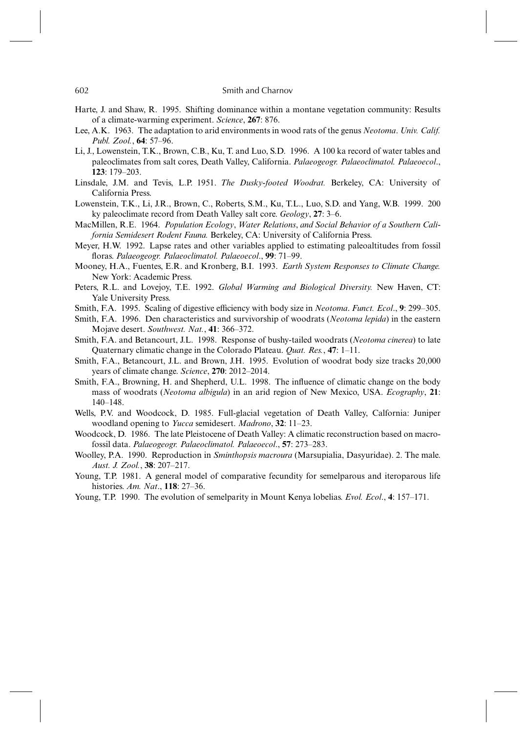Harte, J. and Shaw, R. 1995. Shifting dominance within a montane vegetation community: Results of a climate-warming experiment. *Science*, **267**: 876.

Lee, A.K. 1963. The adaptation to arid environments in wood rats of the genus *Neotoma*. *Univ. Calif. Publ. Zool.*, **64**: 57–96.

Li, J., Lowenstein, T.K., Brown, C.B., Ku, T. and Luo, S.D. 1996. A 100 ka record of water tables and paleoclimates from salt cores, Death Valley, California. *Palaeogeogr. Palaeoclimatol. Palaeoecol.*, **123**: 179–203.

Linsdale, J.M. and Tevis, L.P. 1951. *The Dusky-footed Woodrat.* Berkeley, CA: University of California Press.

Lowenstein, T.K., Li, J.R., Brown, C., Roberts, S.M., Ku, T.L., Luo, S.D. and Yang, W.B. 1999. 200 ky paleoclimate record from Death Valley salt core. *Geology*, **27**: 3–6.

MacMillen, R.E. 1964. *Population Ecology, Water Relations, and Social Behavior of a Southern California Semidesert Rodent Fauna.* Berkeley, CA: University of California Press.

Meyer, H.W. 1992. Lapse rates and other variables applied to estimating paleoaltitudes from fossil floras. *Palaeogeogr. Palaeoclimatol. Palaeoecol.*, **99**: 71–99.

Mooney, H.A., Fuentes, E.R. and Kronberg, B.I. 1993. *Earth System Responses to Climate Change.* New York: Academic Press.

Peters, R.L. and Lovejoy, T.E. 1992. *Global Warming and Biological Diversity.* New Haven, CT: Yale University Press.

Smith, F.A. 1995. Scaling of digestive efficiency with body size in *Neotoma*. *Funct. Ecol.*, **9**: 299–305.

Smith, F.A. 1996. Den characteristics and survivorship of woodrats (*Neotoma lepida*) in the eastern Mojave desert. *Southwest. Nat.*, **41**: 366–372.

Smith, F.A. and Betancourt, J.L. 1998. Response of bushy-tailed woodrats (*Neotoma cinerea*) to late Quaternary climatic change in the Colorado Plateau. *Quat. Res.*, **47**: 1–11.

Smith, F.A., Betancourt, J.L. and Brown, J.H. 1995. Evolution of woodrat body size tracks 20,000 years of climate change. *Science*, **270**: 2012–2014.

Smith, F.A., Browning, H. and Shepherd, U.L. 1998. The influence of climatic change on the body mass of woodrats (*Neotoma albigula*) in an arid region of New Mexico, USA. *Ecography*, **21**: 140–148.

Wells, P.V. and Woodcock, D. 1985. Full-glacial vegetation of Death Valley, Calfornia: Juniper woodland opening to *Yucca* semidesert. *Madrono*, **32**: 11–23.

Woodcock, D. 1986. The late Pleistocene of Death Valley: A climatic reconstruction based on macrofossil data. *Palaeogeogr. Palaeoclimatol. Palaeoecol.*, **57**: 273–283.

Woolley, P.A. 1990. Reproduction in *Sminthopsis macroura* (Marsupialia, Dasyuridae). 2. The male. *Aust. J. Zool.*, **38**: 207–217.

Young, T.P. 1981. A general model of comparative fecundity for semelparous and iteroparous life histories. *Am. Nat.*, **118**: 27–36.

Young, T.P. 1990. The evolution of semelparity in Mount Kenya lobelias. *Evol. Ecol.*, **4**: 157–171.